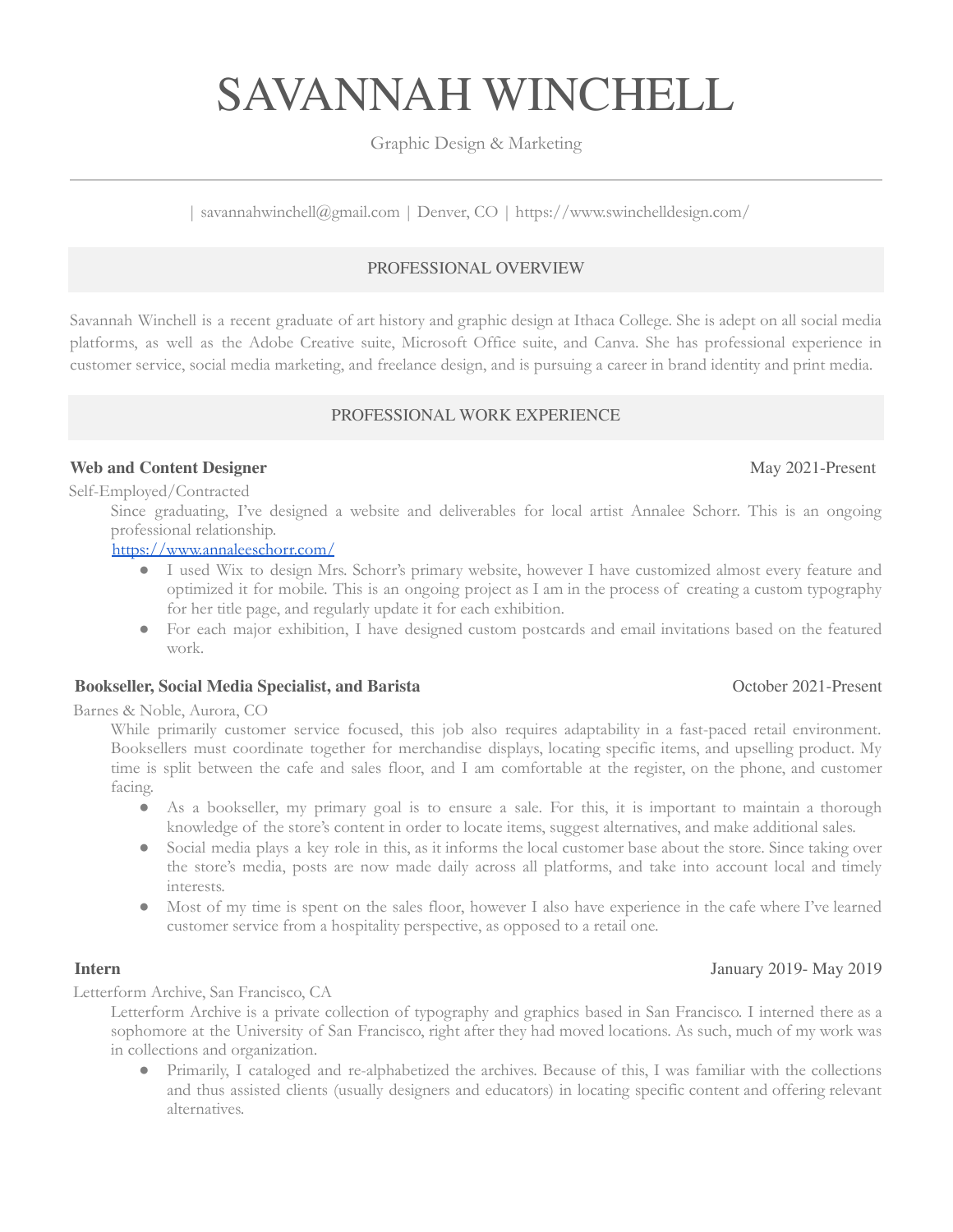# SAVANNAH WINCHELL

Graphic Design & Marketing

| savannahwinchell@gmail.com | Denver, CO | https://www.swinchelldesign.com/

## PROFESSIONAL OVERVIEW

Savannah Winchell is a recent graduate of art history and graphic design at Ithaca College. She is adept on all social media platforms, as well as the Adobe Creative suite, Microsoft Office suite, and Canva. She has professional experience in customer service, social media marketing, and freelance design, and is pursuing a career in brand identity and print media.

## PROFESSIONAL WORK EXPERIENCE

**Web and Content Designer** May 2021-Present

Self-Employed/Contracted

Since graduating, I've designed a website and deliverables for local artist Annalee Schorr. This is an ongoing professional relationship.

https://www.annaleeschorr.com/

- I used Wix to design Mrs. Schorr's primary website, however I have customized almost every feature and optimized it for mobile. This is an ongoing project as I am in the process of creating a custom typography for her title page, and regularly update it for each exhibition.
- For each major exhibition, I have designed custom postcards and email invitations based on the featured work.

**Bookseller, Social Media Specialist, and Barista** October 2021-Present

Barnes & Noble, Aurora, CO

While primarily customer service focused, this job also requires adaptability in a fast-paced retail environment. Booksellers must coordinate together for merchandise displays, locating specific items, and upselling product. My time is split between the cafe and sales floor, and I am comfortable at the register, on the phone, and customer facing.

- As a bookseller, my primary goal is to ensure a sale. For this, it is important to maintain a thorough knowledge of the store's content in order to locate items, suggest alternatives, and make additional sales.
- Social media plays a key role in this, as it informs the local customer base about the store. Since taking over the store's media, posts are now made daily across all platforms, and take into account local and timely interests.
- Most of my time is spent on the sales floor, however I also have experience in the cafe where I've learned customer service from a hospitality perspective, as opposed to a retail one.

**Intern** January 2019- May 2019

Letterform Archive, San Francisco, CA

Letterform Archive is a private collection of typography and graphics based in San Francisco. I interned there as a sophomore at the University of San Francisco, right after they had moved locations. As such, much of my work was in collections and organization.

- Primarily, I cataloged and re-alphabetized the archives. Because of this, I was familiar with the collections and thus assisted clients (usually designers and educators) in locating specific content and offering relevant alternatives.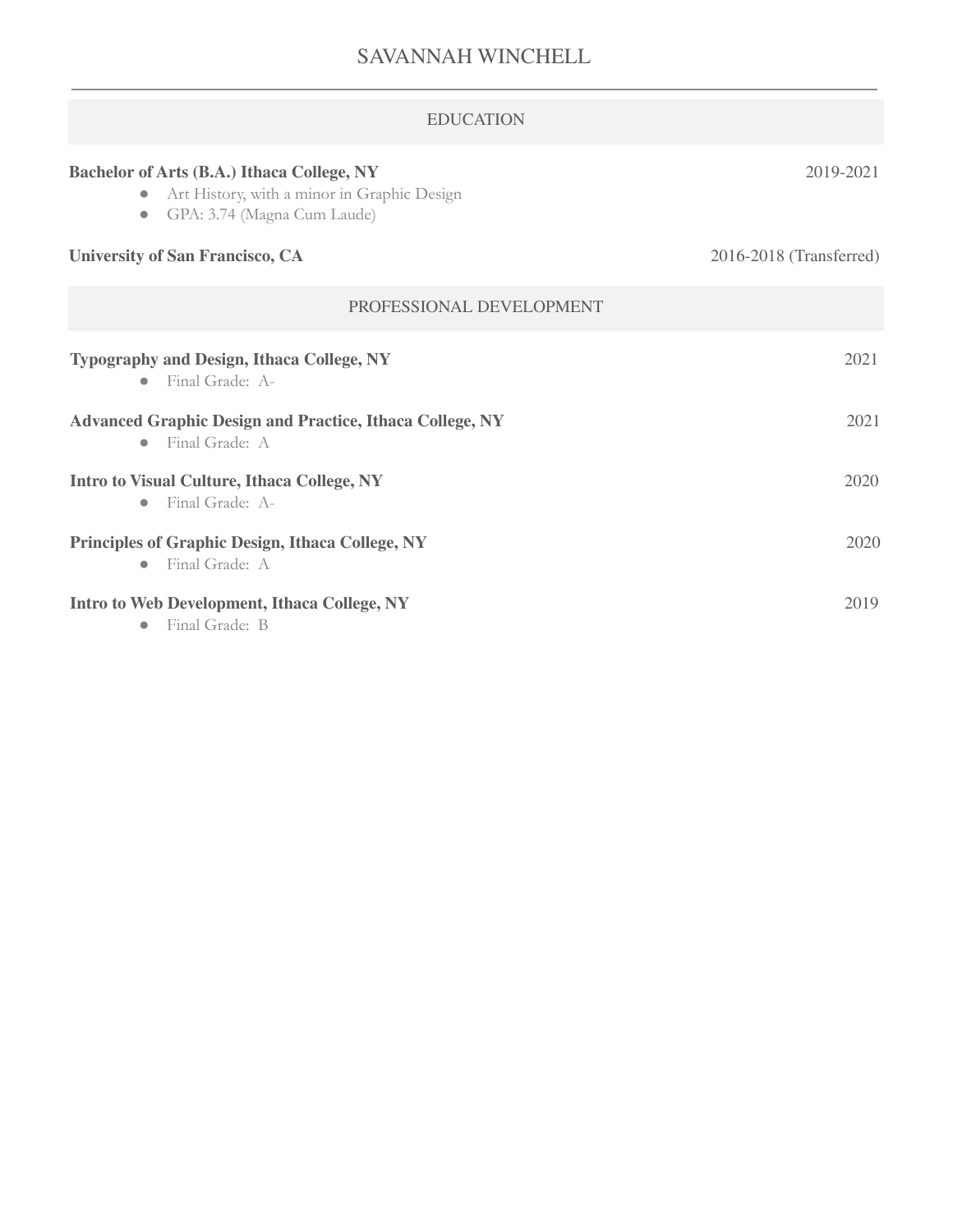# SAVANNAH WINCHELL

## EDUCATION

**Bachelor of Arts (B.A.) Ithaca College, NY** 2019-2021

- Art History, with a minor in Graphic Design
- GPA: 3.74 (Magna Cum Laude)

**University of San Francisco, CA** 2016-2018 (Transferred)

## PROFESSIONAL DEVELOPMENT

**Typography and Design, Ithaca College, NY** 2021

- Final Grade: A-

**Advanced Graphic Design and Practice, Ithaca College, NY** 2021

- Final Grade: A

**Intro to Visual Culture, Ithaca College, NY** 2020

- Final Grade: A-

**Principles of Graphic Design, Ithaca College, NY** 2020

- Final Grade: A

**Intro to Web Development, Ithaca College, NY** 2019

- Final Grade: B